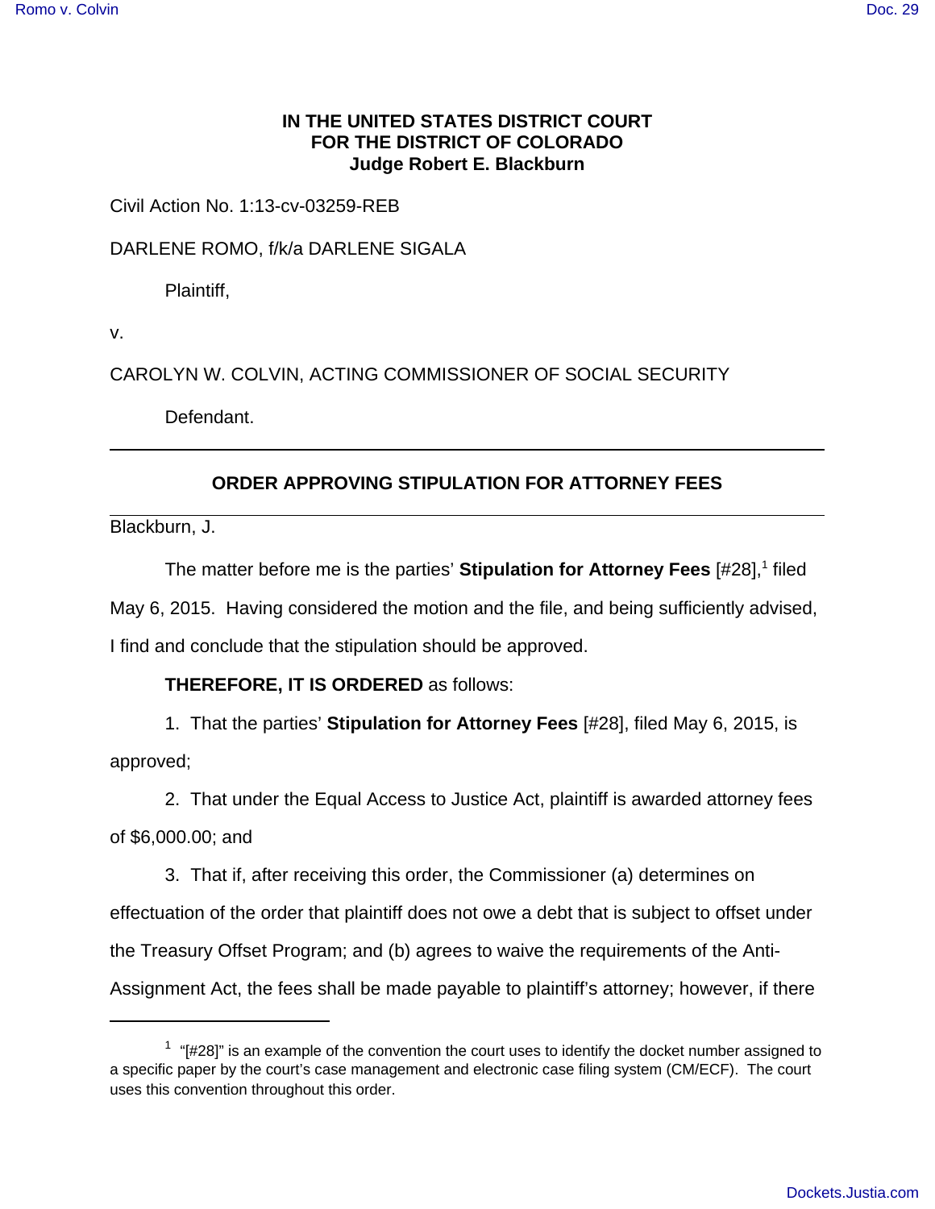**IN THE UNITED STATES DISTRICT COURT**
**FOR THE DISTRICT OF COLORADO**
**Judge Robert E. Blackburn**

Civil Action No. 1:13-cv-03259-REB

DARLENE ROMO, f/k/a DARLENE SIGALA

Plaintiff,

v.

CAROLYN W. COLVIN, ACTING COMMISSIONER OF SOCIAL SECURITY

Defendant.

---

## ORDER APPROVING STIPULATION FOR ATTORNEY FEES

---

Blackburn, J.

The matter before me is the parties' **Stipulation for Attorney Fees** [#28],[1] filed May 6, 2015. Having considered the motion and the file, and being sufficiently advised, I find and conclude that the stipulation should be approved.

**THEREFORE, IT IS ORDERED** as follows:

1. That the parties' **Stipulation for Attorney Fees** [#28], filed May 6, 2015, is approved;

2. That under the Equal Access to Justice Act, plaintiff is awarded attorney fees of $6,000.00; and

3. That if, after receiving this order, the Commissioner (a) determines on effectuation of the order that plaintiff does not owe a debt that is subject to offset under the Treasury Offset Program; and (b) agrees to waive the requirements of the Anti-Assignment Act, the fees shall be made payable to plaintiff's attorney; however, if there

---

[1] "[#28]" is an example of the convention the court uses to identify the docket number assigned to a specific paper by the court's case management and electronic case filing system (CM/ECF). The court uses this convention throughout this order.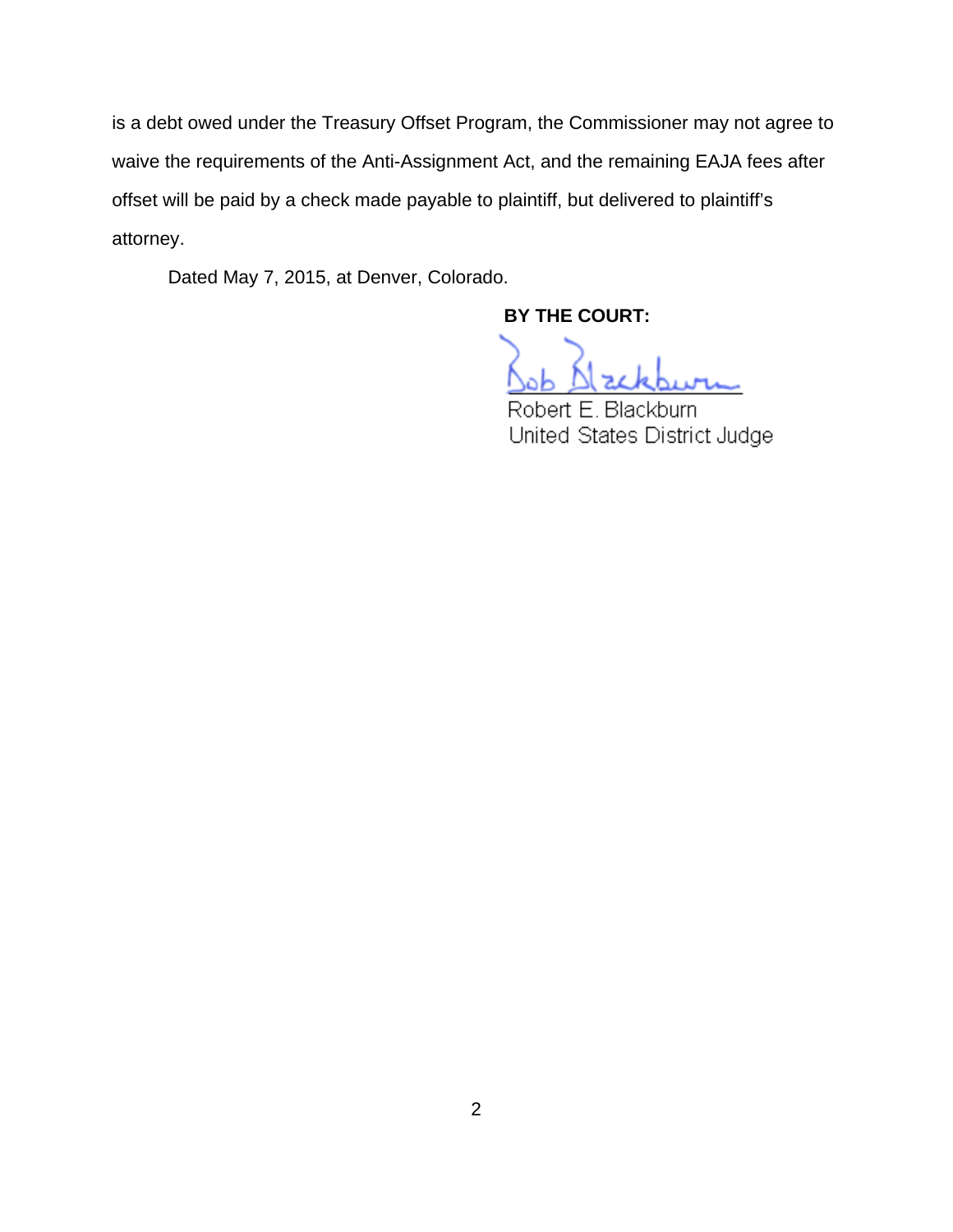is a debt owed under the Treasury Offset Program, the Commissioner may not agree to waive the requirements of the Anti-Assignment Act, and the remaining EAJA fees after offset will be paid by a check made payable to plaintiff, but delivered to plaintiff's attorney.

Dated May 7, 2015, at Denver, Colorado.

**BY THE COURT:**

Robert E. Blackburn
United States District Judge